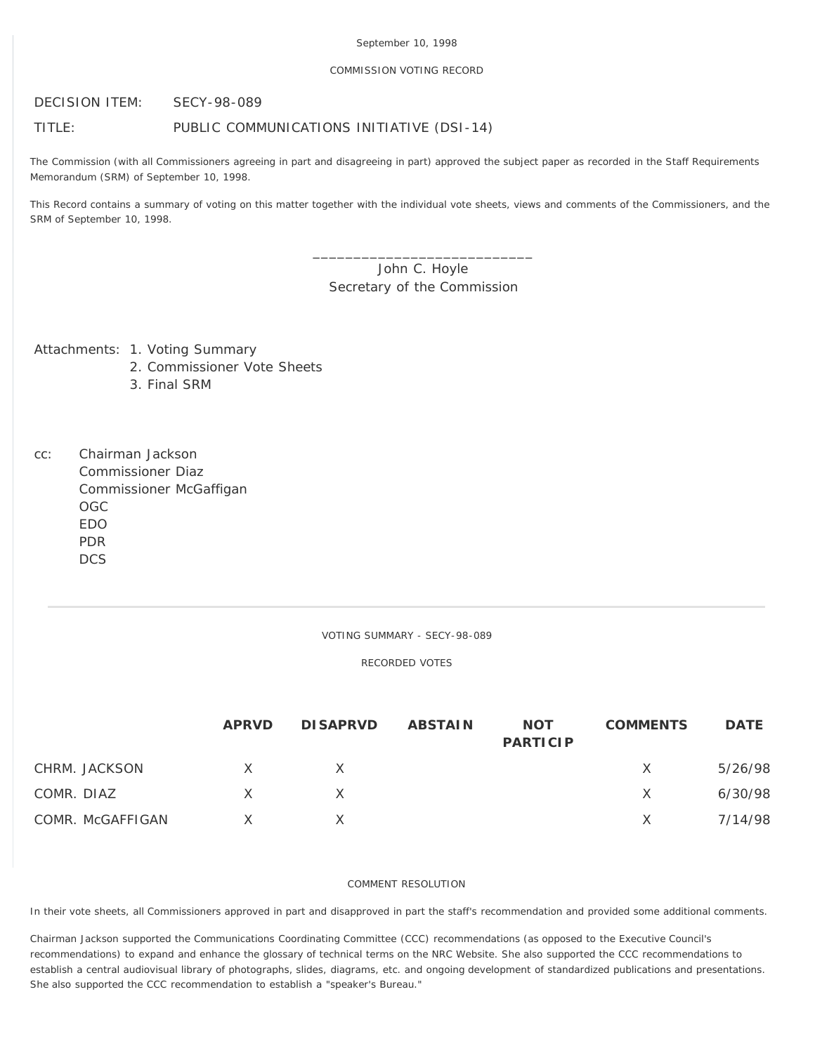September 10, 1998

COMMISSION VOTING RECORD

DECISION ITEM: SECY-98-089

TITLE: PUBLIC COMMUNICATIONS INITIATIVE (DSI-14)

The Commission (with all Commissioners agreeing in part and disagreeing in part) approved the subject paper as recorded in the Staff Requirements Memorandum (SRM) of September 10, 1998.

This Record contains a summary of voting on this matter together with the individual vote sheets, views and comments of the Commissioners, and the SRM of September 10, 1998.

\_\_\_\_\_\_\_\_\_\_\_\_\_\_\_\_\_\_\_\_\_\_\_\_\_\_\_\_
John C. Hoyle
Secretary of the Commission

Attachments:
1. Voting Summary
2. Commissioner Vote Sheets
3. Final SRM

cc: Chairman Jackson
Commissioner Diaz
Commissioner McGaffigan
OGC
EDO
PDR
DCS

---

VOTING SUMMARY - SECY-98-089

RECORDED VOTES

| | APRVD | DISAPRVD | ABSTAIN | NOT PARTICIP | COMMENTS | DATE |
|---|---|---|---|---|---|---|
| CHRM. JACKSON | X | X | | | X | 5/26/98 |
| COMR. DIAZ | X | X | | | X | 6/30/98 |
| COMR. McGAFFIGAN | X | X | | | X | 7/14/98 |

COMMENT RESOLUTION

In their vote sheets, all Commissioners approved in part and disapproved in part the staff's recommendation and provided some additional comments.

Chairman Jackson supported the Communications Coordinating Committee (CCC) recommendations (as opposed to the Executive Council's recommendations) to expand and enhance the glossary of technical terms on the NRC Website. She also supported the CCC recommendations to establish a central audiovisual library of photographs, slides, diagrams, etc. and ongoing development of standardized publications and presentations. She also supported the CCC recommendation to establish a "speaker's Bureau."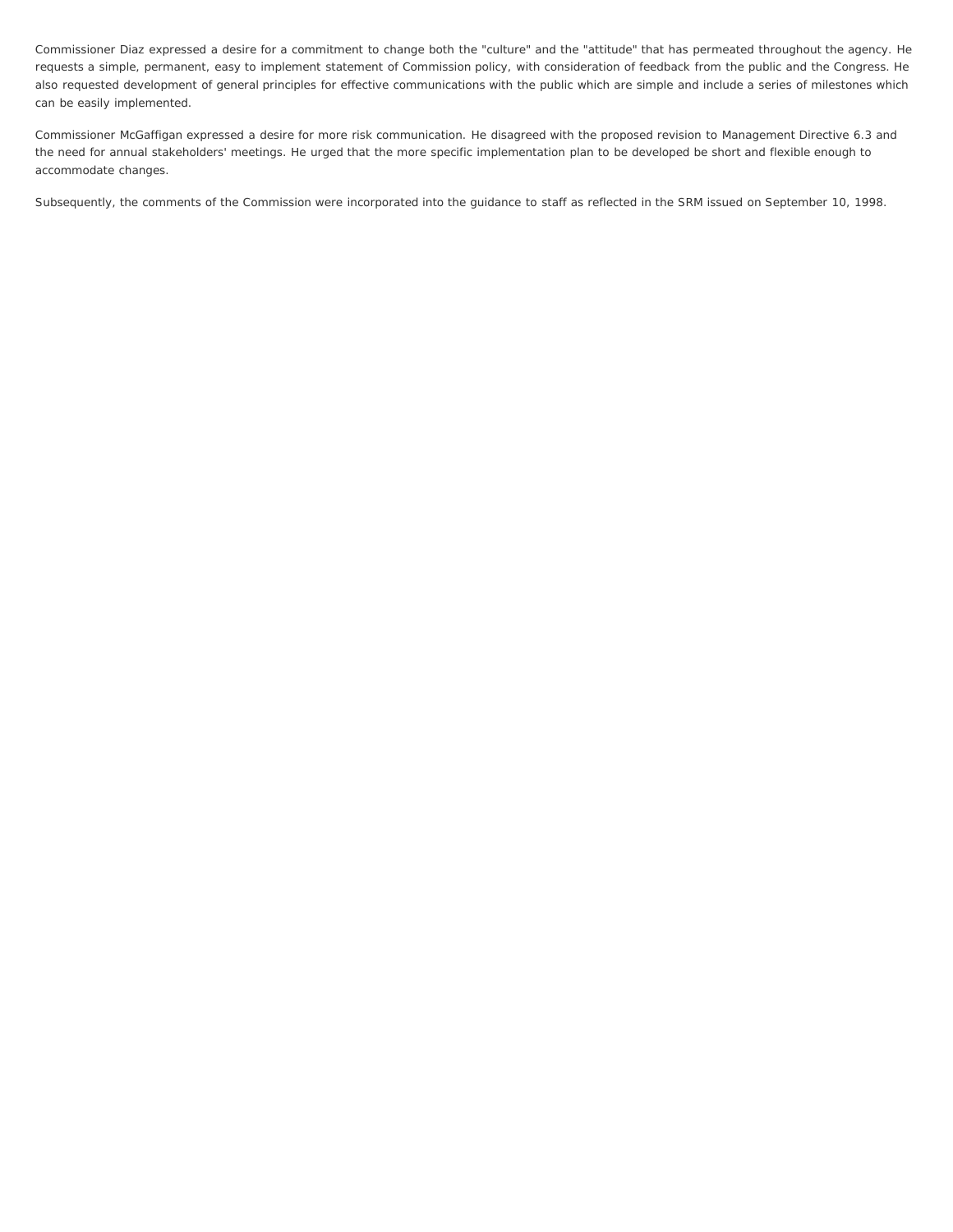Commissioner Diaz expressed a desire for a commitment to change both the "culture" and the "attitude" that has permeated throughout the agency. He requests a simple, permanent, easy to implement statement of Commission policy, with consideration of feedback from the public and the Congress. He also requested development of general principles for effective communications with the public which are simple and include a series of milestones which can be easily implemented.

Commissioner McGaffigan expressed a desire for more risk communication. He disagreed with the proposed revision to Management Directive 6.3 and the need for annual stakeholders' meetings. He urged that the more specific implementation plan to be developed be short and flexible enough to accommodate changes.

Subsequently, the comments of the Commission were incorporated into the guidance to staff as reflected in the SRM issued on September 10, 1998.